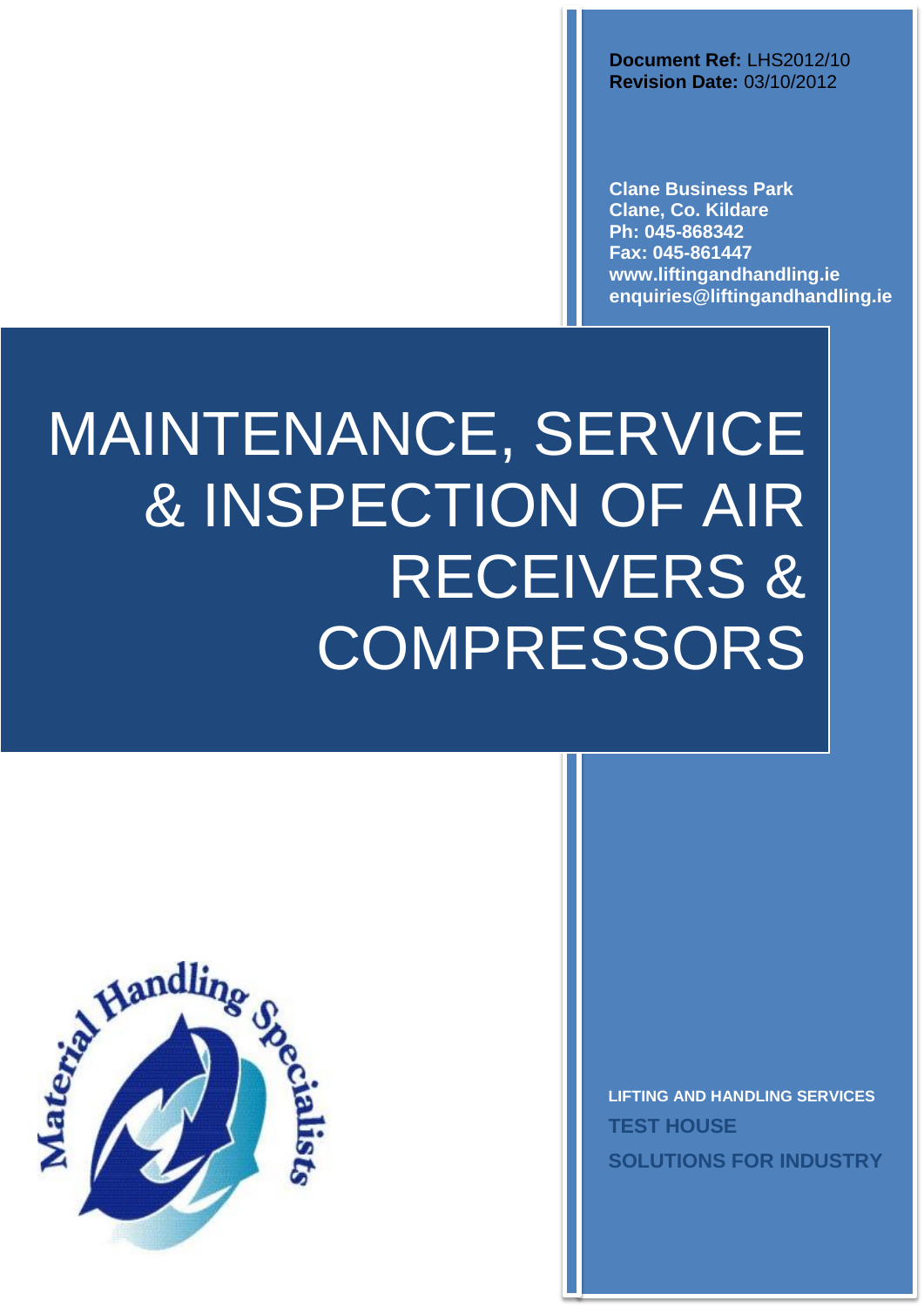**Document Ref:** LHS2012/10
**Revision Date:** 03/10/2012

**Clane Business Park**
**Clane, Co. Kildare**
**Ph: 045-868342**
**Fax: 045-861447**
**www.liftingandhandling.ie**
**enquiries@liftingandhandling.ie**

# MAINTENANCE, SERVICE & INSPECTION OF AIR RECEIVERS & COMPRESSORS

Material Handling Specialists

**LIFTING AND HANDLING SERVICES**

**TEST HOUSE**

**SOLUTIONS FOR INDUSTRY**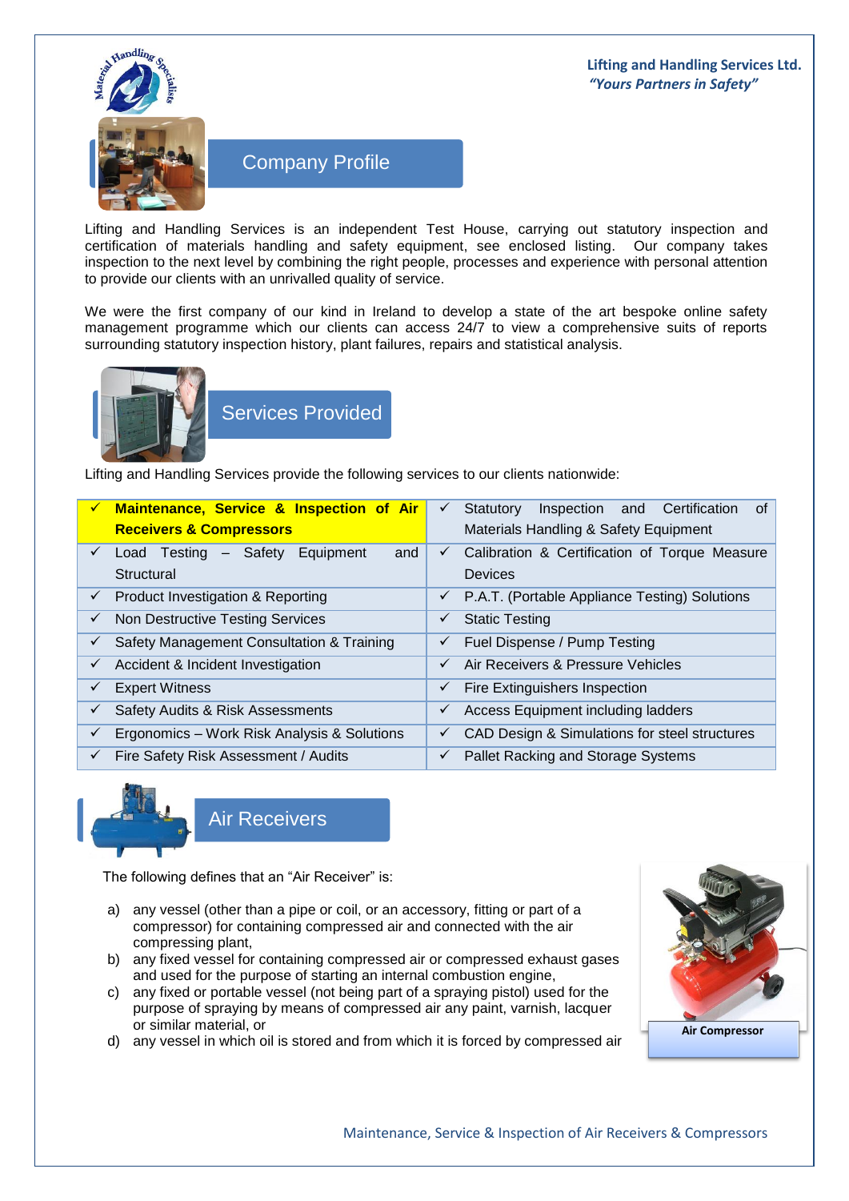Lifting and Handling Services Ltd.
*"Yours Partners in Safety"*

## Company Profile

Lifting and Handling Services is an independent Test House, carrying out statutory inspection and certification of materials handling and safety equipment, see enclosed listing. Our company takes inspection to the next level by combining the right people, processes and experience with personal attention to provide our clients with an unrivalled quality of service.

We were the first company of our kind in Ireland to develop a state of the art bespoke online safety management programme which our clients can access 24/7 to view a comprehensive suits of reports surrounding statutory inspection history, plant failures, repairs and statistical analysis.

## Services Provided

Lifting and Handling Services provide the following services to our clients nationwide:

| | |
|---|---|
| ✓ **Maintenance, Service & Inspection of Air Receivers & Compressors** | ✓ Statutory Inspection and Certification of Materials Handling & Safety Equipment |
| ✓ Load Testing – Safety Equipment and Structural | ✓ Calibration & Certification of Torque Measure Devices |
| ✓ Product Investigation & Reporting | ✓ P.A.T. (Portable Appliance Testing) Solutions |
| ✓ Non Destructive Testing Services | ✓ Static Testing |
| ✓ Safety Management Consultation & Training | ✓ Fuel Dispense / Pump Testing |
| ✓ Accident & Incident Investigation | ✓ Air Receivers & Pressure Vehicles |
| ✓ Expert Witness | ✓ Fire Extinguishers Inspection |
| ✓ Safety Audits & Risk Assessments | ✓ Access Equipment including ladders |
| ✓ Ergonomics – Work Risk Analysis & Solutions | ✓ CAD Design & Simulations for steel structures |
| ✓ Fire Safety Risk Assessment / Audits | ✓ Pallet Racking and Storage Systems |

## Air Receivers

The following defines that an "Air Receiver" is:

a) any vessel (other than a pipe or coil, or an accessory, fitting or part of a compressor) for containing compressed air and connected with the air compressing plant,
b) any fixed vessel for containing compressed air or compressed exhaust gases and used for the purpose of starting an internal combustion engine,
c) any fixed or portable vessel (not being part of a spraying pistol) used for the purpose of spraying by means of compressed air any paint, varnish, lacquer or similar material, or
d) any vessel in which oil is stored and from which it is forced by compressed air

**Air Compressor**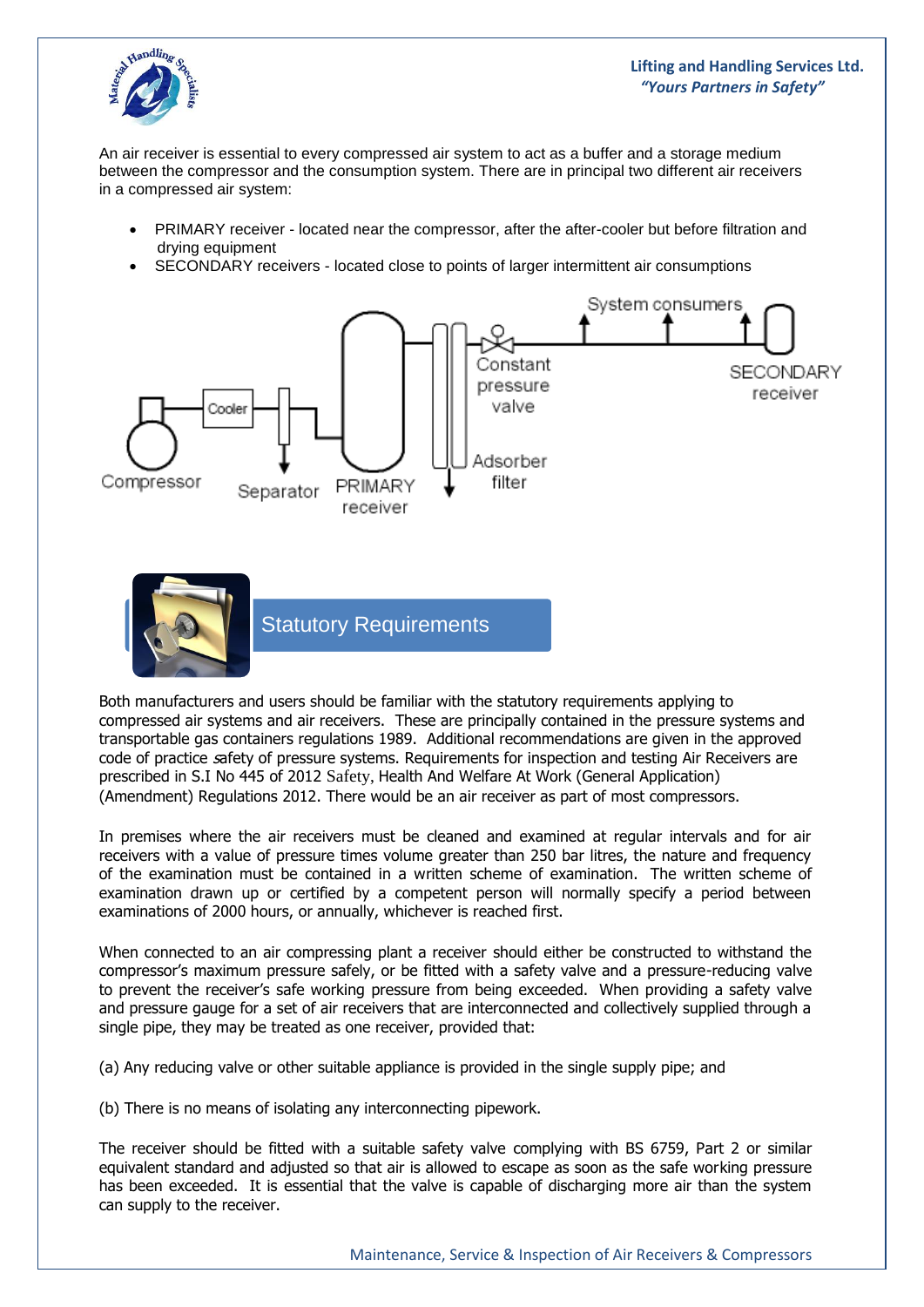An air receiver is essential to every compressed air system to act as a buffer and a storage medium between the compressor and the consumption system. There are in principal two different air receivers in a compressed air system:

- PRIMARY receiver - located near the compressor, after the after-cooler but before filtration and drying equipment
- SECONDARY receivers - located close to points of larger intermittent air consumptions

## Statutory Requirements

Both manufacturers and users should be familiar with the statutory requirements applying to compressed air systems and air receivers. These are principally contained in the pressure systems and transportable gas containers regulations 1989. Additional recommendations are given in the approved code of practice safety of pressure systems. Requirements for inspection and testing Air Receivers are prescribed in S.I No 445 of 2012 Safety, Health And Welfare At Work (General Application) (Amendment) Regulations 2012. There would be an air receiver as part of most compressors.

In premises where the air receivers must be cleaned and examined at regular intervals and for air receivers with a value of pressure times volume greater than 250 bar litres, the nature and frequency of the examination must be contained in a written scheme of examination. The written scheme of examination drawn up or certified by a competent person will normally specify a period between examinations of 2000 hours, or annually, whichever is reached first.

When connected to an air compressing plant a receiver should either be constructed to withstand the compressor's maximum pressure safely, or be fitted with a safety valve and a pressure-reducing valve to prevent the receiver's safe working pressure from being exceeded. When providing a safety valve and pressure gauge for a set of air receivers that are interconnected and collectively supplied through a single pipe, they may be treated as one receiver, provided that:

(a) Any reducing valve or other suitable appliance is provided in the single supply pipe; and

(b) There is no means of isolating any interconnecting pipework.

The receiver should be fitted with a suitable safety valve complying with BS 6759, Part 2 or similar equivalent standard and adjusted so that air is allowed to escape as soon as the safe working pressure has been exceeded. It is essential that the valve is capable of discharging more air than the system can supply to the receiver.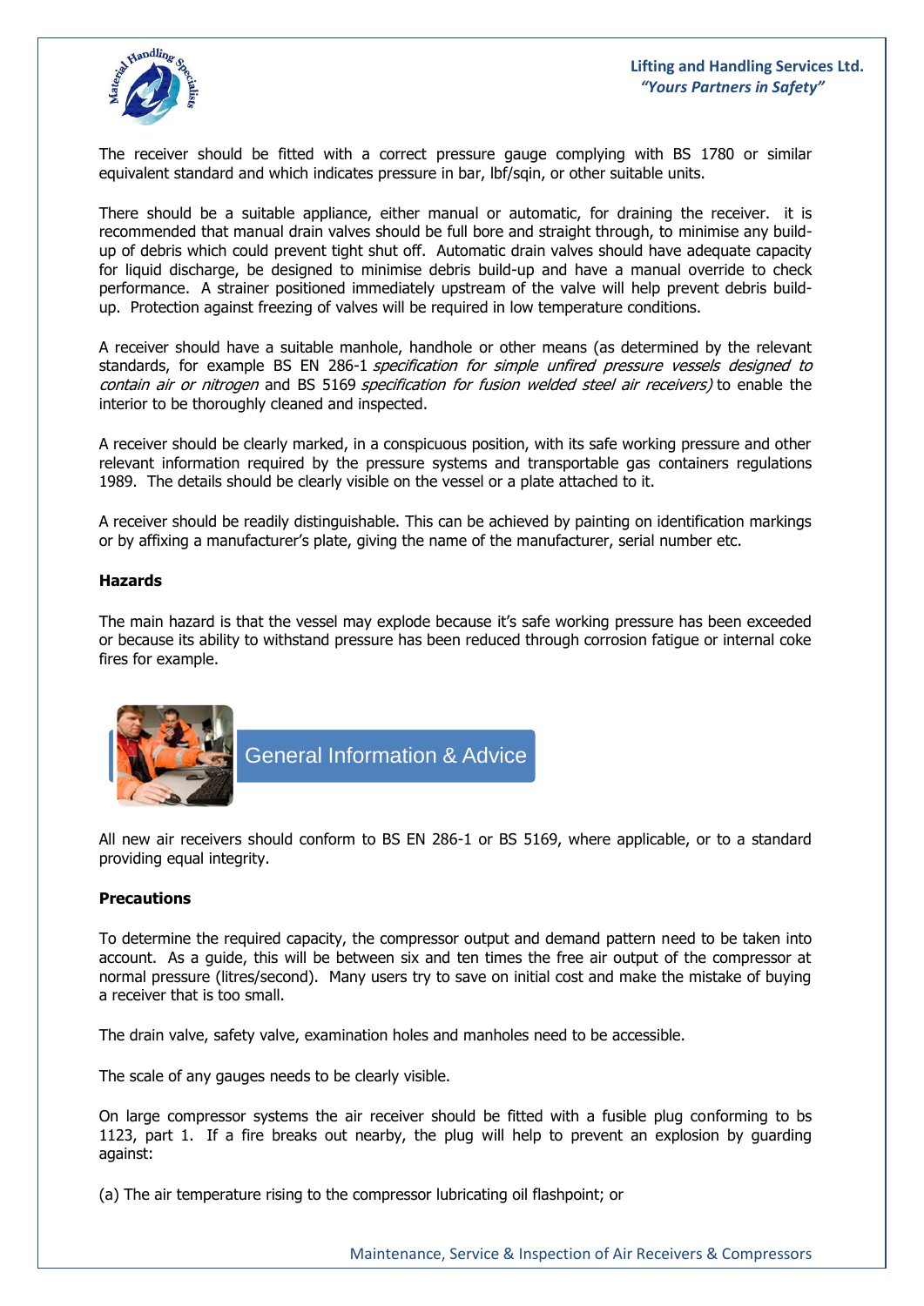The receiver should be fitted with a correct pressure gauge complying with BS 1780 or similar equivalent standard and which indicates pressure in bar, lbf/sqin, or other suitable units.

There should be a suitable appliance, either manual or automatic, for draining the receiver. it is recommended that manual drain valves should be full bore and straight through, to minimise any build-up of debris which could prevent tight shut off. Automatic drain valves should have adequate capacity for liquid discharge, be designed to minimise debris build-up and have a manual override to check performance. A strainer positioned immediately upstream of the valve will help prevent debris build-up. Protection against freezing of valves will be required in low temperature conditions.

A receiver should have a suitable manhole, handhole or other means (as determined by the relevant standards, for example BS EN 286-1 *specification for simple unfired pressure vessels designed to contain air or nitrogen* and BS 5169 *specification for fusion welded steel air receivers)* to enable the interior to be thoroughly cleaned and inspected.

A receiver should be clearly marked, in a conspicuous position, with its safe working pressure and other relevant information required by the pressure systems and transportable gas containers regulations 1989. The details should be clearly visible on the vessel or a plate attached to it.

A receiver should be readily distinguishable. This can be achieved by painting on identification markings or by affixing a manufacturer's plate, giving the name of the manufacturer, serial number etc.

**Hazards**

The main hazard is that the vessel may explode because it's safe working pressure has been exceeded or because its ability to withstand pressure has been reduced through corrosion fatigue or internal coke fires for example.

## General Information & Advice

All new air receivers should conform to BS EN 286-1 or BS 5169, where applicable, or to a standard providing equal integrity.

**Precautions**

To determine the required capacity, the compressor output and demand pattern need to be taken into account. As a guide, this will be between six and ten times the free air output of the compressor at normal pressure (litres/second). Many users try to save on initial cost and make the mistake of buying a receiver that is too small.

The drain valve, safety valve, examination holes and manholes need to be accessible.

The scale of any gauges needs to be clearly visible.

On large compressor systems the air receiver should be fitted with a fusible plug conforming to bs 1123, part 1. If a fire breaks out nearby, the plug will help to prevent an explosion by guarding against:

(a) The air temperature rising to the compressor lubricating oil flashpoint; or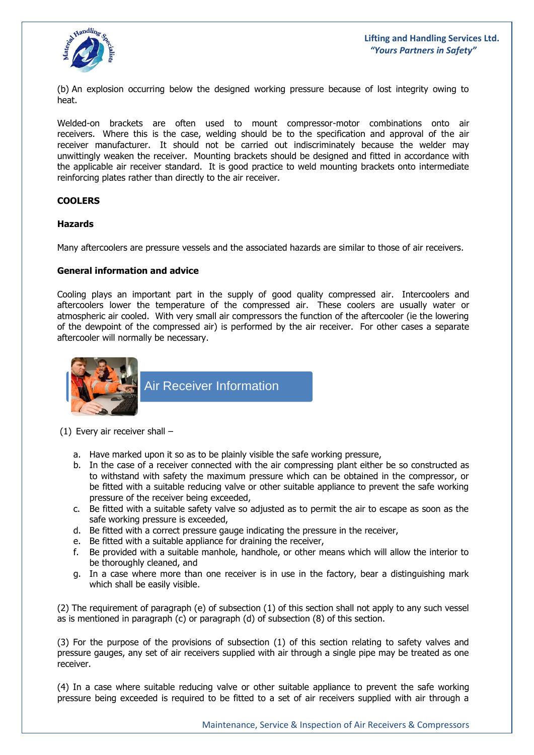(b) An explosion occurring below the designed working pressure because of lost integrity owing to heat.

Welded-on brackets are often used to mount compressor-motor combinations onto air receivers. Where this is the case, welding should be to the specification and approval of the air receiver manufacturer. It should not be carried out indiscriminately because the welder may unwittingly weaken the receiver. Mounting brackets should be designed and fitted in accordance with the applicable air receiver standard. It is good practice to weld mounting brackets onto intermediate reinforcing plates rather than directly to the air receiver.

**COOLERS**

**Hazards**

Many aftercoolers are pressure vessels and the associated hazards are similar to those of air receivers.

**General information and advice**

Cooling plays an important part in the supply of good quality compressed air. Intercoolers and aftercoolers lower the temperature of the compressed air. These coolers are usually water or atmospheric air cooled. With very small air compressors the function of the aftercooler (ie the lowering of the dewpoint of the compressed air) is performed by the air receiver. For other cases a separate aftercooler will normally be necessary.

## Air Receiver Information

(1) Every air receiver shall –

a. Have marked upon it so as to be plainly visible the safe working pressure,
b. In the case of a receiver connected with the air compressing plant either be so constructed as to withstand with safety the maximum pressure which can be obtained in the compressor, or be fitted with a suitable reducing valve or other suitable appliance to prevent the safe working pressure of the receiver being exceeded,
c. Be fitted with a suitable safety valve so adjusted as to permit the air to escape as soon as the safe working pressure is exceeded,
d. Be fitted with a correct pressure gauge indicating the pressure in the receiver,
e. Be fitted with a suitable appliance for draining the receiver,
f. Be provided with a suitable manhole, handhole, or other means which will allow the interior to be thoroughly cleaned, and
g. In a case where more than one receiver is in use in the factory, bear a distinguishing mark which shall be easily visible.

(2) The requirement of paragraph (e) of subsection (1) of this section shall not apply to any such vessel as is mentioned in paragraph (c) or paragraph (d) of subsection (8) of this section.

(3) For the purpose of the provisions of subsection (1) of this section relating to safety valves and pressure gauges, any set of air receivers supplied with air through a single pipe may be treated as one receiver.

(4) In a case where suitable reducing valve or other suitable appliance to prevent the safe working pressure being exceeded is required to be fitted to a set of air receivers supplied with air through a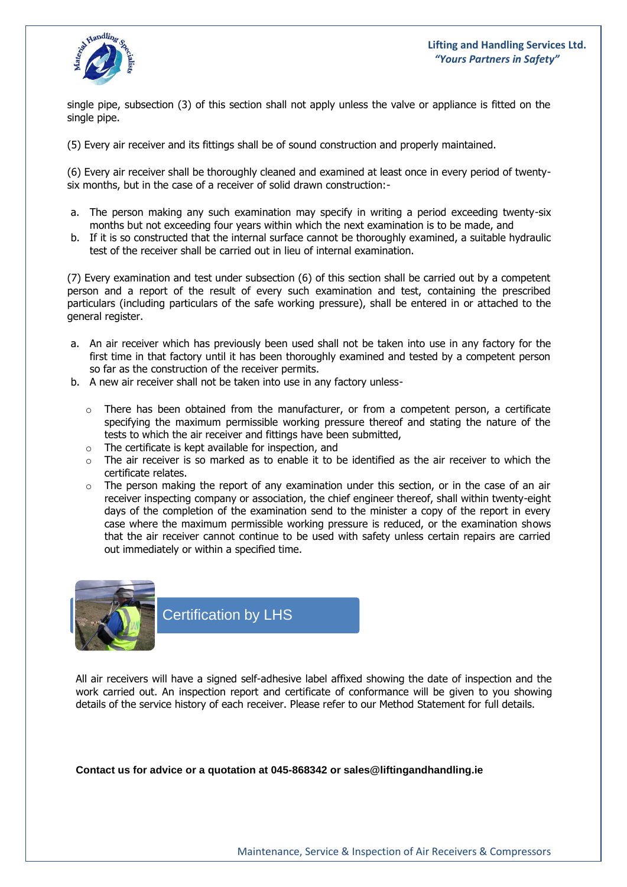single pipe, subsection (3) of this section shall not apply unless the valve or appliance is fitted on the single pipe.

(5) Every air receiver and its fittings shall be of sound construction and properly maintained.

(6) Every air receiver shall be thoroughly cleaned and examined at least once in every period of twenty-six months, but in the case of a receiver of solid drawn construction:-

a. The person making any such examination may specify in writing a period exceeding twenty-six months but not exceeding four years within which the next examination is to be made, and
b. If it is so constructed that the internal surface cannot be thoroughly examined, a suitable hydraulic test of the receiver shall be carried out in lieu of internal examination.

(7) Every examination and test under subsection (6) of this section shall be carried out by a competent person and a report of the result of every such examination and test, containing the prescribed particulars (including particulars of the safe working pressure), shall be entered in or attached to the general register.

a. An air receiver which has previously been used shall not be taken into use in any factory for the first time in that factory until it has been thoroughly examined and tested by a competent person so far as the construction of the receiver permits.
b. A new air receiver shall not be taken into use in any factory unless-
    - There has been obtained from the manufacturer, or from a competent person, a certificate specifying the maximum permissible working pressure thereof and stating the nature of the tests to which the air receiver and fittings have been submitted,
    - The certificate is kept available for inspection, and
    - The air receiver is so marked as to enable it to be identified as the air receiver to which the certificate relates.
    - The person making the report of any examination under this section, or in the case of an air receiver inspecting company or association, the chief engineer thereof, shall within twenty-eight days of the completion of the examination send to the minister a copy of the report in every case where the maximum permissible working pressure is reduced, or the examination shows that the air receiver cannot continue to be used with safety unless certain repairs are carried out immediately or within a specified time.

## Certification by LHS

All air receivers will have a signed self-adhesive label affixed showing the date of inspection and the work carried out. An inspection report and certificate of conformance will be given to you showing details of the service history of each receiver. Please refer to our Method Statement for full details.

**Contact us for advice or a quotation at 045-868342 or sales@liftingandhandling.ie**